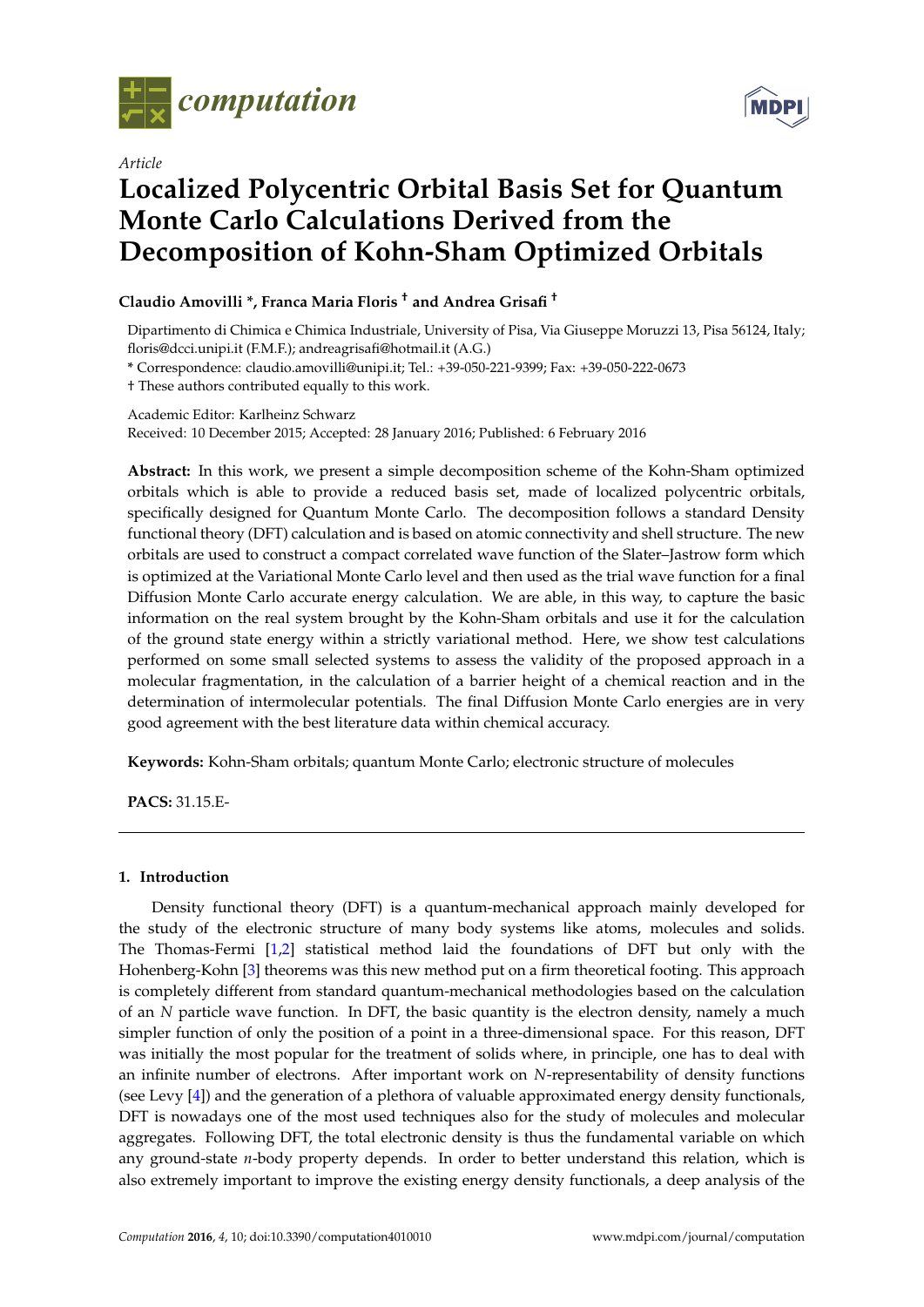*Article*

# Localized Polycentric Orbital Basis Set for Quantum Monte Carlo Calculations Derived from the Decomposition of Kohn-Sham Optimized Orbitals

**Claudio Amovilli \*, Franca Maria Floris † and Andrea Grisafi †**

Dipartimento di Chimica e Chimica Industriale, University of Pisa, Via Giuseppe Moruzzi 13, Pisa 56124, Italy; floris@dcci.unipi.it (F.M.F.); andreagrisafi@hotmail.it (A.G.)

\* Correspondence: claudio.amovilli@unipi.it; Tel.: +39-050-221-9399; Fax: +39-050-222-0673

† These authors contributed equally to this work.

Academic Editor: Karlheinz Schwarz

Received: 10 December 2015; Accepted: 28 January 2016; Published: 6 February 2016

**Abstract:** In this work, we present a simple decomposition scheme of the Kohn-Sham optimized orbitals which is able to provide a reduced basis set, made of localized polycentric orbitals, specifically designed for Quantum Monte Carlo. The decomposition follows a standard Density functional theory (DFT) calculation and is based on atomic connectivity and shell structure. The new orbitals are used to construct a compact correlated wave function of the Slater–Jastrow form which is optimized at the Variational Monte Carlo level and then used as the trial wave function for a final Diffusion Monte Carlo accurate energy calculation. We are able, in this way, to capture the basic information on the real system brought by the Kohn-Sham orbitals and use it for the calculation of the ground state energy within a strictly variational method. Here, we show test calculations performed on some small selected systems to assess the validity of the proposed approach in a molecular fragmentation, in the calculation of a barrier height of a chemical reaction and in the determination of intermolecular potentials. The final Diffusion Monte Carlo energies are in very good agreement with the best literature data within chemical accuracy.

**Keywords:** Kohn-Sham orbitals; quantum Monte Carlo; electronic structure of molecules

**PACS:** 31.15.E-

## 1. Introduction

Density functional theory (DFT) is a quantum-mechanical approach mainly developed for the study of the electronic structure of many body systems like atoms, molecules and solids. The Thomas-Fermi [1,2] statistical method laid the foundations of DFT but only with the Hohenberg-Kohn [3] theorems was this new method put on a firm theoretical footing. This approach is completely different from standard quantum-mechanical methodologies based on the calculation of an $N$ particle wave function. In DFT, the basic quantity is the electron density, namely a much simpler function of only the position of a point in a three-dimensional space. For this reason, DFT was initially the most popular for the treatment of solids where, in principle, one has to deal with an infinite number of electrons. After important work on $N$-representability of density functions (see Levy [4]) and the generation of a plethora of valuable approximated energy density functionals, DFT is nowadays one of the most used techniques also for the study of molecules and molecular aggregates. Following DFT, the total electronic density is thus the fundamental variable on which any ground-state $n$-body property depends. In order to better understand this relation, which is also extremely important to improve the existing energy density functionals, a deep analysis of the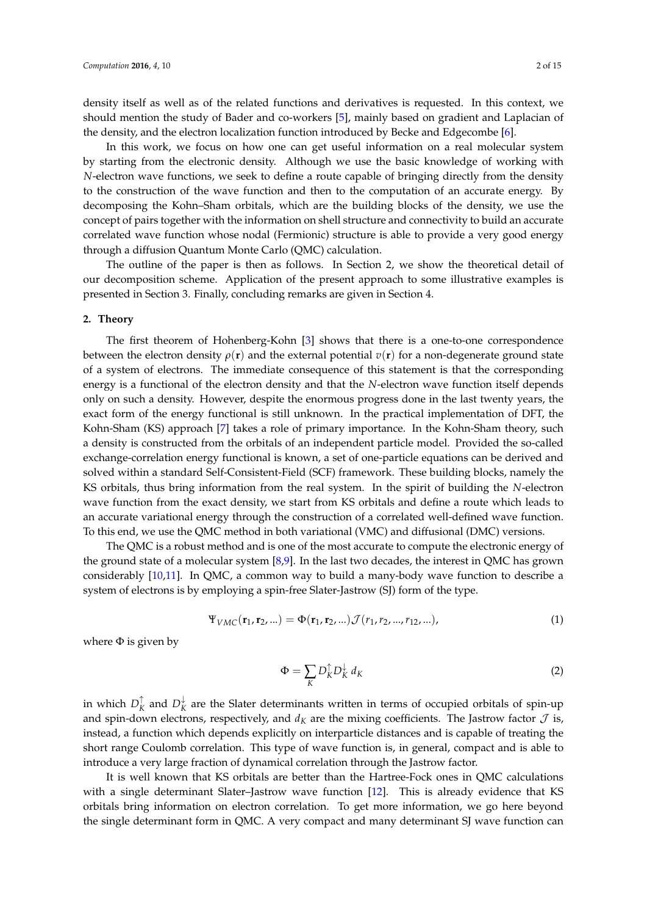density itself as well as of the related functions and derivatives is requested. In this context, we should mention the study of Bader and co-workers [5], mainly based on gradient and Laplacian of the density, and the electron localization function introduced by Becke and Edgecombe [6].

In this work, we focus on how one can get useful information on a real molecular system by starting from the electronic density. Although we use the basic knowledge of working with $N$-electron wave functions, we seek to define a route capable of bringing directly from the density to the construction of the wave function and then to the computation of an accurate energy. By decomposing the Kohn–Sham orbitals, which are the building blocks of the density, we use the concept of pairs together with the information on shell structure and connectivity to build an accurate correlated wave function whose nodal (Fermionic) structure is able to provide a very good energy through a diffusion Quantum Monte Carlo (QMC) calculation.

The outline of the paper is then as follows. In Section 2, we show the theoretical detail of our decomposition scheme. Application of the present approach to some illustrative examples is presented in Section 3. Finally, concluding remarks are given in Section 4.

## 2. Theory

The first theorem of Hohenberg-Kohn [3] shows that there is a one-to-one correspondence between the electron density $\rho(\mathbf{r})$ and the external potential $v(\mathbf{r})$ for a non-degenerate ground state of a system of electrons. The immediate consequence of this statement is that the corresponding energy is a functional of the electron density and that the $N$-electron wave function itself depends only on such a density. However, despite the enormous progress done in the last twenty years, the exact form of the energy functional is still unknown. In the practical implementation of DFT, the Kohn-Sham (KS) approach [7] takes a role of primary importance. In the Kohn-Sham theory, such a density is constructed from the orbitals of an independent particle model. Provided the so-called exchange-correlation energy functional is known, a set of one-particle equations can be derived and solved within a standard Self-Consistent-Field (SCF) framework. These building blocks, namely the KS orbitals, thus bring information from the real system. In the spirit of building the $N$-electron wave function from the exact density, we start from KS orbitals and define a route which leads to an accurate variational energy through the construction of a correlated well-defined wave function. To this end, we use the QMC method in both variational (VMC) and diffusional (DMC) versions.

The QMC is a robust method and is one of the most accurate to compute the electronic energy of the ground state of a molecular system [8,9]. In the last two decades, the interest in QMC has grown considerably [10,11]. In QMC, a common way to build a many-body wave function to describe a system of electrons is by employing a spin-free Slater-Jastrow (SJ) form of the type.

$$\Psi_{VMC}(\mathbf{r}_1, \mathbf{r}_2, ...) = \Phi(\mathbf{r}_1, \mathbf{r}_2, ...)\mathcal{J}(r_1, r_2, ..., r_{12}, ...), \tag{1}$$

where $\Phi$ is given by

$$\Phi = \sum_K D_K^{\uparrow} D_K^{\downarrow}\, d_K \tag{2}$$

in which $D_K^{\uparrow}$ and $D_K^{\downarrow}$ are the Slater determinants written in terms of occupied orbitals of spin-up and spin-down electrons, respectively, and $d_K$ are the mixing coefficients. The Jastrow factor $\mathcal{J}$ is, instead, a function which depends explicitly on interparticle distances and is capable of treating the short range Coulomb correlation. This type of wave function is, in general, compact and is able to introduce a very large fraction of dynamical correlation through the Jastrow factor.

It is well known that KS orbitals are better than the Hartree-Fock ones in QMC calculations with a single determinant Slater–Jastrow wave function [12]. This is already evidence that KS orbitals bring information on electron correlation. To get more information, we go here beyond the single determinant form in QMC. A very compact and many determinant SJ wave function can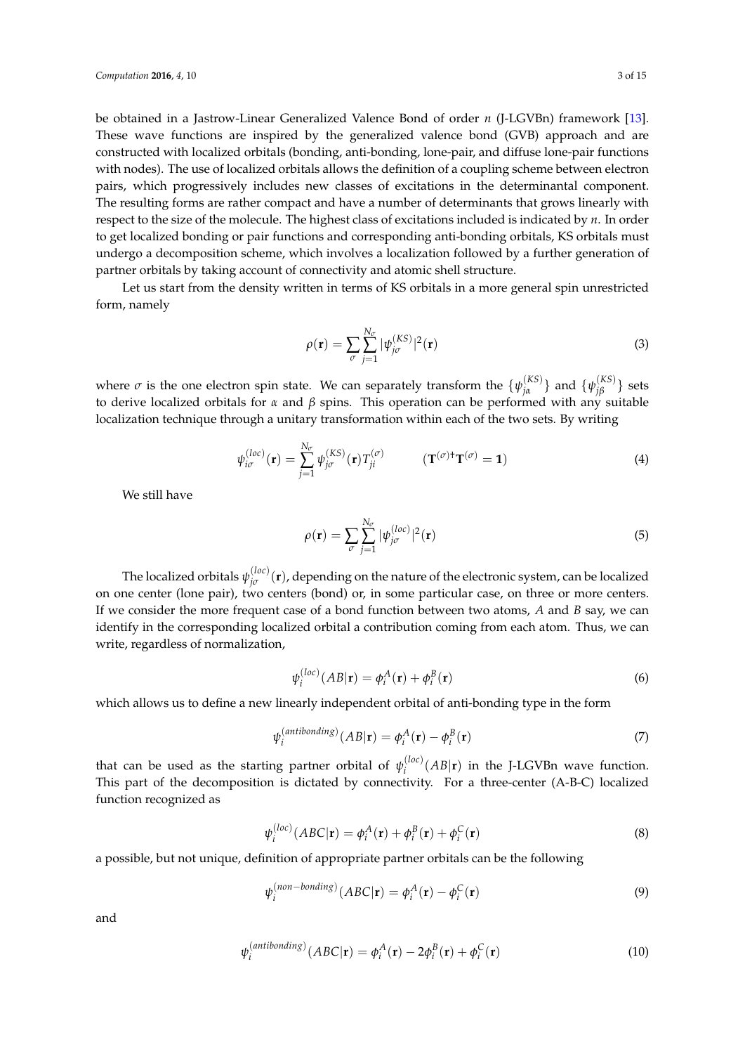be obtained in a Jastrow-Linear Generalized Valence Bond of order $n$ (J-LGVBn) framework [13]. These wave functions are inspired by the generalized valence bond (GVB) approach and are constructed with localized orbitals (bonding, anti-bonding, lone-pair, and diffuse lone-pair functions with nodes). The use of localized orbitals allows the definition of a coupling scheme between electron pairs, which progressively includes new classes of excitations in the determinantal component. The resulting forms are rather compact and have a number of determinants that grows linearly with respect to the size of the molecule. The highest class of excitations included is indicated by $n$. In order to get localized bonding or pair functions and corresponding anti-bonding orbitals, KS orbitals must undergo a decomposition scheme, which involves a localization followed by a further generation of partner orbitals by taking account of connectivity and atomic shell structure.

Let us start from the density written in terms of KS orbitals in a more general spin unrestricted form, namely

$$\rho(\mathbf{r}) = \sum_{\sigma} \sum_{j=1}^{N_\sigma} |\psi_{j\sigma}^{(KS)}|^2(\mathbf{r}) \tag{3}$$

where $\sigma$ is the one electron spin state. We can separately transform the $\{\psi_{j\alpha}^{(KS)}\}$ and $\{\psi_{j\beta}^{(KS)}\}$ sets to derive localized orbitals for $\alpha$ and $\beta$ spins. This operation can be performed with any suitable localization technique through a unitary transformation within each of the two sets. By writing

$$\psi_{i\sigma}^{(loc)}(\mathbf{r}) = \sum_{j=1}^{N_\sigma} \psi_{j\sigma}^{(KS)}(\mathbf{r}) T_{ji}^{(\sigma)} \qquad (\mathbf{T}^{(\sigma)\dagger}\mathbf{T}^{(\sigma)} = \mathbf{1}) \tag{4}$$

We still have

$$\rho(\mathbf{r}) = \sum_{\sigma} \sum_{j=1}^{N_\sigma} |\psi_{j\sigma}^{(loc)}|^2(\mathbf{r}) \tag{5}$$

The localized orbitals $\psi_{j\sigma}^{(loc)}(\mathbf{r})$, depending on the nature of the electronic system, can be localized on one center (lone pair), two centers (bond) or, in some particular case, on three or more centers. If we consider the more frequent case of a bond function between two atoms, $A$ and $B$ say, we can identify in the corresponding localized orbital a contribution coming from each atom. Thus, we can write, regardless of normalization,

$$\psi_i^{(loc)}(AB|\mathbf{r}) = \phi_i^A(\mathbf{r}) + \phi_i^B(\mathbf{r}) \tag{6}$$

which allows us to define a new linearly independent orbital of anti-bonding type in the form

$$\psi_i^{(antibonding)}(AB|\mathbf{r}) = \phi_i^A(\mathbf{r}) - \phi_i^B(\mathbf{r}) \tag{7}$$

that can be used as the starting partner orbital of $\psi_i^{(loc)}(AB|\mathbf{r})$ in the J-LGVBn wave function. This part of the decomposition is dictated by connectivity. For a three-center (A-B-C) localized function recognized as

$$\psi_i^{(loc)}(ABC|\mathbf{r}) = \phi_i^A(\mathbf{r}) + \phi_i^B(\mathbf{r}) + \phi_i^C(\mathbf{r}) \tag{8}$$

a possible, but not unique, definition of appropriate partner orbitals can be the following

$$\psi_i^{(non-bonding)}(ABC|\mathbf{r}) = \phi_i^A(\mathbf{r}) - \phi_i^C(\mathbf{r}) \tag{9}$$

and

$$\psi_i^{(antibonding)}(ABC|\mathbf{r}) = \phi_i^A(\mathbf{r}) - 2\phi_i^B(\mathbf{r}) + \phi_i^C(\mathbf{r}) \tag{10}$$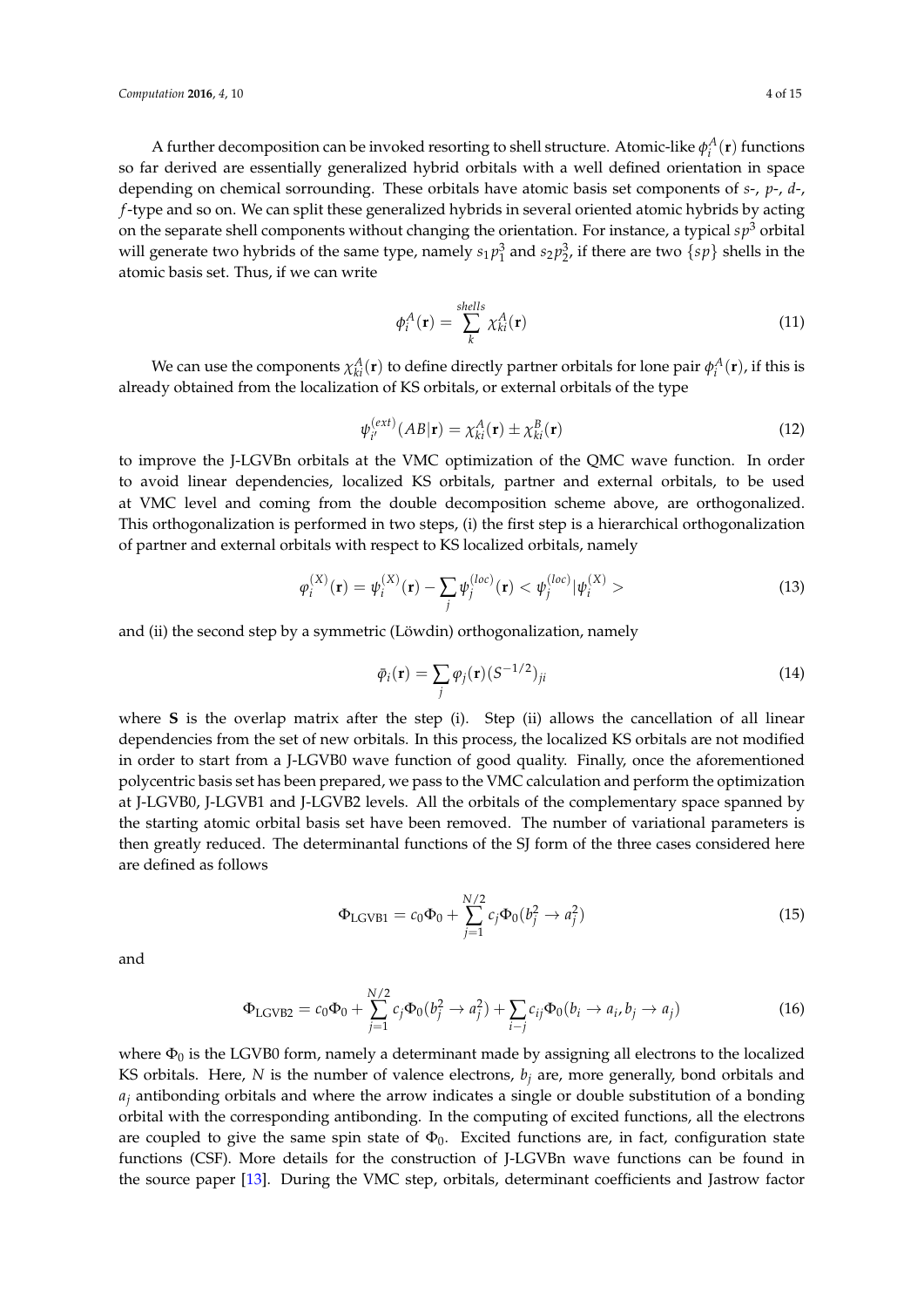A further decomposition can be invoked resorting to shell structure. Atomic-like $\phi_i^A(\mathbf{r})$ functions so far derived are essentially generalized hybrid orbitals with a well defined orientation in space depending on chemical sorrounding. These orbitals have atomic basis set components of *s*-, *p*-, *d*-, *f*-type and so on. We can split these generalized hybrids in several oriented atomic hybrids by acting on the separate shell components without changing the orientation. For instance, a typical $sp^3$ orbital will generate two hybrids of the same type, namely $s_1p_1^3$ and $s_2p_2^3$, if there are two $\{sp\}$ shells in the atomic basis set. Thus, if we can write

$$\phi_i^A(\mathbf{r}) = \sum_k^{shells} \chi_{ki}^A(\mathbf{r}) \tag{11}$$

We can use the components $\chi_{ki}^A(\mathbf{r})$ to define directly partner orbitals for lone pair $\phi_i^A(\mathbf{r})$, if this is already obtained from the localization of KS orbitals, or external orbitals of the type

$$\psi_{i'}^{(ext)}(AB|\mathbf{r}) = \chi_{ki}^A(\mathbf{r}) \pm \chi_{ki}^B(\mathbf{r}) \tag{12}$$

to improve the J-LGVBn orbitals at the VMC optimization of the QMC wave function. In order to avoid linear dependencies, localized KS orbitals, partner and external orbitals, to be used at VMC level and coming from the double decomposition scheme above, are orthogonalized. This orthogonalization is performed in two steps, (i) the first step is a hierarchical orthogonalization of partner and external orbitals with respect to KS localized orbitals, namely

$$\varphi_i^{(X)}(\mathbf{r}) = \psi_i^{(X)}(\mathbf{r}) - \sum_j \psi_j^{(loc)}(\mathbf{r}) < \psi_j^{(loc)}|\psi_i^{(X)} > \tag{13}$$

and (ii) the second step by a symmetric (Löwdin) orthogonalization, namely

$$\bar{\varphi}_i(\mathbf{r}) = \sum_j \varphi_j(\mathbf{r})(S^{-1/2})_{ji} \tag{14}$$

where **S** is the overlap matrix after the step (i). Step (ii) allows the cancellation of all linear dependencies from the set of new orbitals. In this process, the localized KS orbitals are not modified in order to start from a J-LGVB0 wave function of good quality. Finally, once the aforementioned polycentric basis set has been prepared, we pass to the VMC calculation and perform the optimization at J-LGVB0, J-LGVB1 and J-LGVB2 levels. All the orbitals of the complementary space spanned by the starting atomic orbital basis set have been removed. The number of variational parameters is then greatly reduced. The determinantal functions of the SJ form of the three cases considered here are defined as follows

$$\Phi_{\text{LGVB1}} = c_0\Phi_0 + \sum_{j=1}^{N/2} c_j\Phi_0(b_j^2 \to a_j^2) \tag{15}$$

and

$$\Phi_{\text{LGVB2}} = c_0\Phi_0 + \sum_{j=1}^{N/2} c_j\Phi_0(b_j^2 \to a_j^2) + \sum_{i-j} c_{ij}\Phi_0(b_i \to a_i, b_j \to a_j) \tag{16}$$

where $\Phi_0$ is the LGVB0 form, namely a determinant made by assigning all electrons to the localized KS orbitals. Here, $N$ is the number of valence electrons, $b_j$ are, more generally, bond orbitals and $a_j$ antibonding orbitals and where the arrow indicates a single or double substitution of a bonding orbital with the corresponding antibonding. In the computing of excited functions, all the electrons are coupled to give the same spin state of $\Phi_0$. Excited functions are, in fact, configuration state functions (CSF). More details for the construction of J-LGVBn wave functions can be found in the source paper [13]. During the VMC step, orbitals, determinant coefficients and Jastrow factor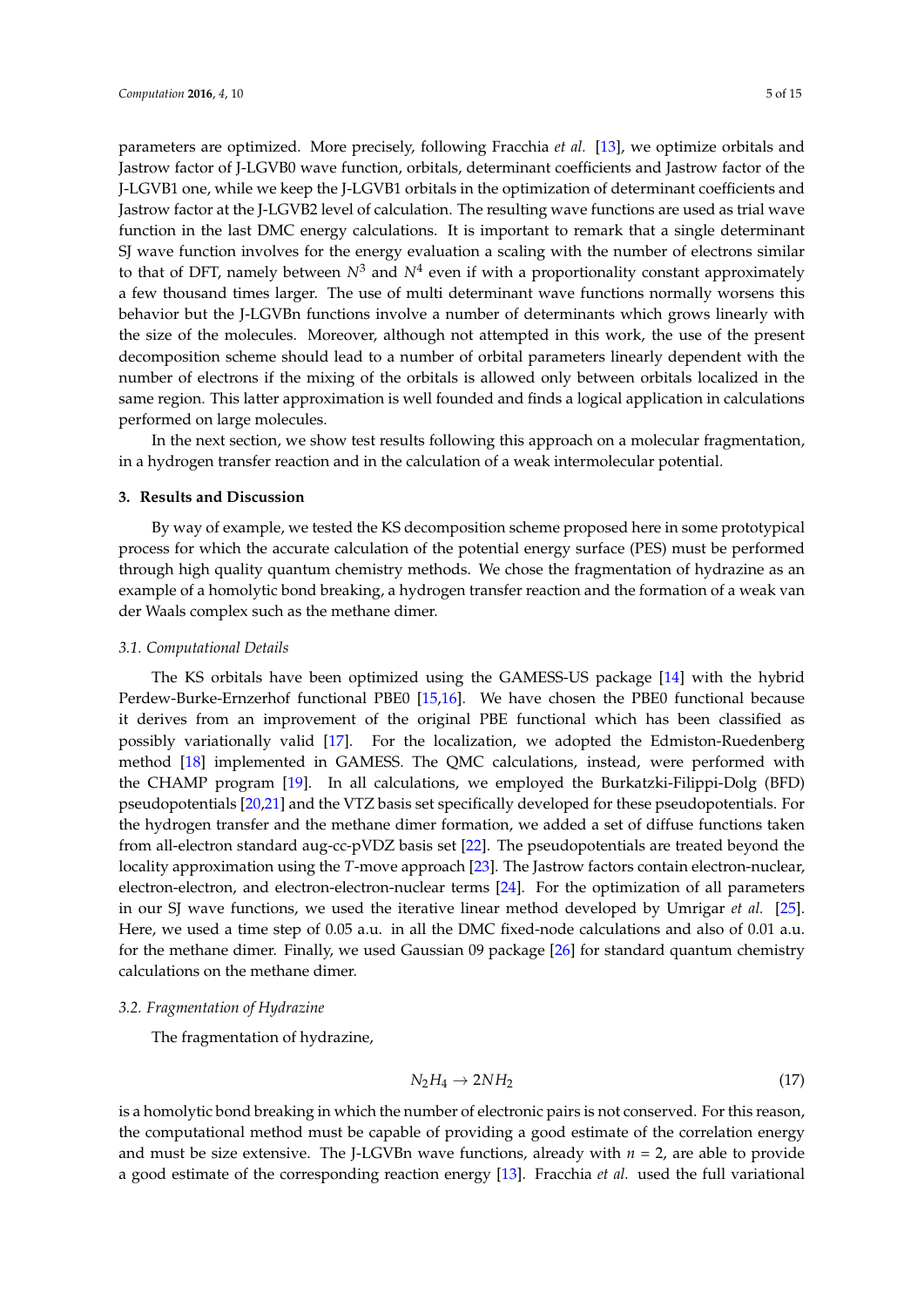parameters are optimized. More precisely, following Fracchia *et al.* [13], we optimize orbitals and Jastrow factor of J-LGVB0 wave function, orbitals, determinant coefficients and Jastrow factor of the J-LGVB1 one, while we keep the J-LGVB1 orbitals in the optimization of determinant coefficients and Jastrow factor at the J-LGVB2 level of calculation. The resulting wave functions are used as trial wave function in the last DMC energy calculations. It is important to remark that a single determinant SJ wave function involves for the energy evaluation a scaling with the number of electrons similar to that of DFT, namely between $N^3$ and $N^4$ even if with a proportionality constant approximately a few thousand times larger. The use of multi determinant wave functions normally worsens this behavior but the J-LGVBn functions involve a number of determinants which grows linearly with the size of the molecules. Moreover, although not attempted in this work, the use of the present decomposition scheme should lead to a number of orbital parameters linearly dependent with the number of electrons if the mixing of the orbitals is allowed only between orbitals localized in the same region. This latter approximation is well founded and finds a logical application in calculations performed on large molecules.

In the next section, we show test results following this approach on a molecular fragmentation, in a hydrogen transfer reaction and in the calculation of a weak intermolecular potential.

## 3. Results and Discussion

By way of example, we tested the KS decomposition scheme proposed here in some prototypical process for which the accurate calculation of the potential energy surface (PES) must be performed through high quality quantum chemistry methods. We chose the fragmentation of hydrazine as an example of a homolytic bond breaking, a hydrogen transfer reaction and the formation of a weak van der Waals complex such as the methane dimer.

### 3.1. Computational Details

The KS orbitals have been optimized using the GAMESS-US package [14] with the hybrid Perdew-Burke-Ernzerhof functional PBE0 [15,16]. We have chosen the PBE0 functional because it derives from an improvement of the original PBE functional which has been classified as possibly variationally valid [17]. For the localization, we adopted the Edmiston-Ruedenberg method [18] implemented in GAMESS. The QMC calculations, instead, were performed with the CHAMP program [19]. In all calculations, we employed the Burkatzki-Filippi-Dolg (BFD) pseudopotentials [20,21] and the VTZ basis set specifically developed for these pseudopotentials. For the hydrogen transfer and the methane dimer formation, we added a set of diffuse functions taken from all-electron standard aug-cc-pVDZ basis set [22]. The pseudopotentials are treated beyond the locality approximation using the *T*-move approach [23]. The Jastrow factors contain electron-nuclear, electron-electron, and electron-electron-nuclear terms [24]. For the optimization of all parameters in our SJ wave functions, we used the iterative linear method developed by Umrigar *et al.* [25]. Here, we used a time step of 0.05 a.u. in all the DMC fixed-node calculations and also of 0.01 a.u. for the methane dimer. Finally, we used Gaussian 09 package [26] for standard quantum chemistry calculations on the methane dimer.

### 3.2. Fragmentation of Hydrazine

The fragmentation of hydrazine,

$$N_2H_4 \rightarrow 2NH_2 \tag{17}$$

is a homolytic bond breaking in which the number of electronic pairs is not conserved. For this reason, the computational method must be capable of providing a good estimate of the correlation energy and must be size extensive. The J-LGVBn wave functions, already with $n = 2$, are able to provide a good estimate of the corresponding reaction energy [13]. Fracchia *et al.* used the full variational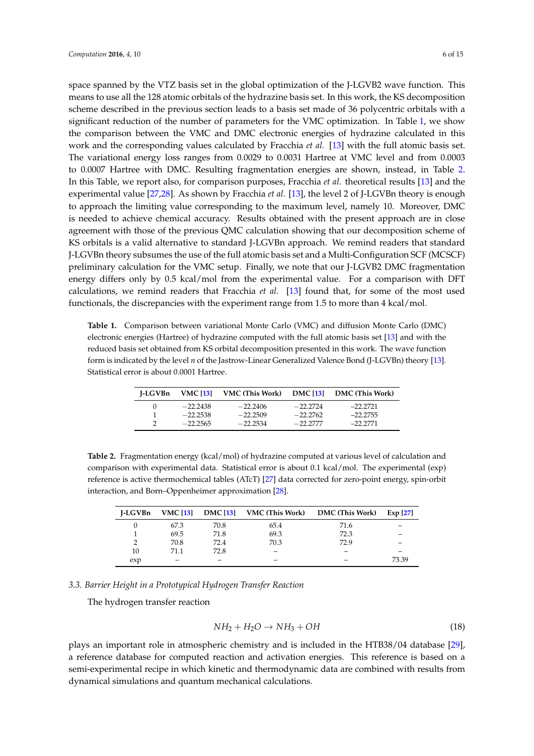space spanned by the VTZ basis set in the global optimization of the J-LGVB2 wave function. This means to use all the 128 atomic orbitals of the hydrazine basis set. In this work, the KS decomposition scheme described in the previous section leads to a basis set made of 36 polycentric orbitals with a significant reduction of the number of parameters for the VMC optimization. In Table 1, we show the comparison between the VMC and DMC electronic energies of hydrazine calculated in this work and the corresponding values calculated by Fracchia *et al.* [13] with the full atomic basis set. The variational energy loss ranges from 0.0029 to 0.0031 Hartree at VMC level and from 0.0003 to 0.0007 Hartree with DMC. Resulting fragmentation energies are shown, instead, in Table 2. In this Table, we report also, for comparison purposes, Fracchia *et al*. theoretical results [13] and the experimental value [27,28]. As shown by Fracchia *et al*. [13], the level 2 of J-LGVBn theory is enough to approach the limiting value corresponding to the maximum level, namely 10. Moreover, DMC is needed to achieve chemical accuracy. Results obtained with the present approach are in close agreement with those of the previous QMC calculation showing that our decomposition scheme of KS orbitals is a valid alternative to standard J-LGVBn approach. We remind readers that standard J-LGVBn theory subsumes the use of the full atomic basis set and a Multi-Configuration SCF (MCSCF) preliminary calculation for the VMC setup. Finally, we note that our J-LGVB2 DMC fragmentation energy differs only by 0.5 kcal/mol from the experimental value. For a comparison with DFT calculations, we remind readers that Fracchia *et al.* [13] found that, for some of the most used functionals, the discrepancies with the experiment range from 1.5 to more than 4 kcal/mol.

**Table 1.** Comparison between variational Monte Carlo (VMC) and diffusion Monte Carlo (DMC) electronic energies (Hartree) of hydrazine computed with the full atomic basis set [13] and with the reduced basis set obtained from KS orbital decomposition presented in this work. The wave function form is indicated by the level *n* of the Jastrow-Linear Generalized Valence Bond (J-LGVBn) theory [13]. Statistical error is about 0.0001 Hartree.

| J-LGVBn | VMC [13] | VMC (This Work) | DMC [13] | DMC (This Work) |
|---|---|---|---|---|
| 0 | −22.2438 | −22.2406 | −22.2724 | −22.2721 |
| 1 | −22.2538 | −22.2509 | −22.2762 | −22.2755 |
| 2 | −22.2565 | −22.2534 | −22.2777 | −22.2771 |

**Table 2.** Fragmentation energy (kcal/mol) of hydrazine computed at various level of calculation and comparison with experimental data. Statistical error is about 0.1 kcal/mol. The experimental (exp) reference is active thermochemical tables (ATcT) [27] data corrected for zero-point energy, spin-orbit interaction, and Born–Oppenheimer approximation [28].

| J-LGVBn | VMC [13] | DMC [13] | VMC (This Work) | DMC (This Work) | Exp [27] |
|---|---|---|---|---|---|
| 0 | 67.3 | 70.8 | 65.4 | 71.6 | – |
| 1 | 69.5 | 71.8 | 69.3 | 72.3 | – |
| 2 | 70.8 | 72.4 | 70.3 | 72.9 | – |
| 10 | 71.1 | 72.8 | – | – | – |
| exp | – | – | – | – | 73.39 |

### 3.3. Barrier Height in a Prototypical Hydrogen Transfer Reaction

The hydrogen transfer reaction

$$NH_2 + H_2O \rightarrow NH_3 + OH \tag{18}$$

plays an important role in atmospheric chemistry and is included in the HTB38/04 database [29], a reference database for computed reaction and activation energies. This reference is based on a semi-experimental recipe in which kinetic and thermodynamic data are combined with results from dynamical simulations and quantum mechanical calculations.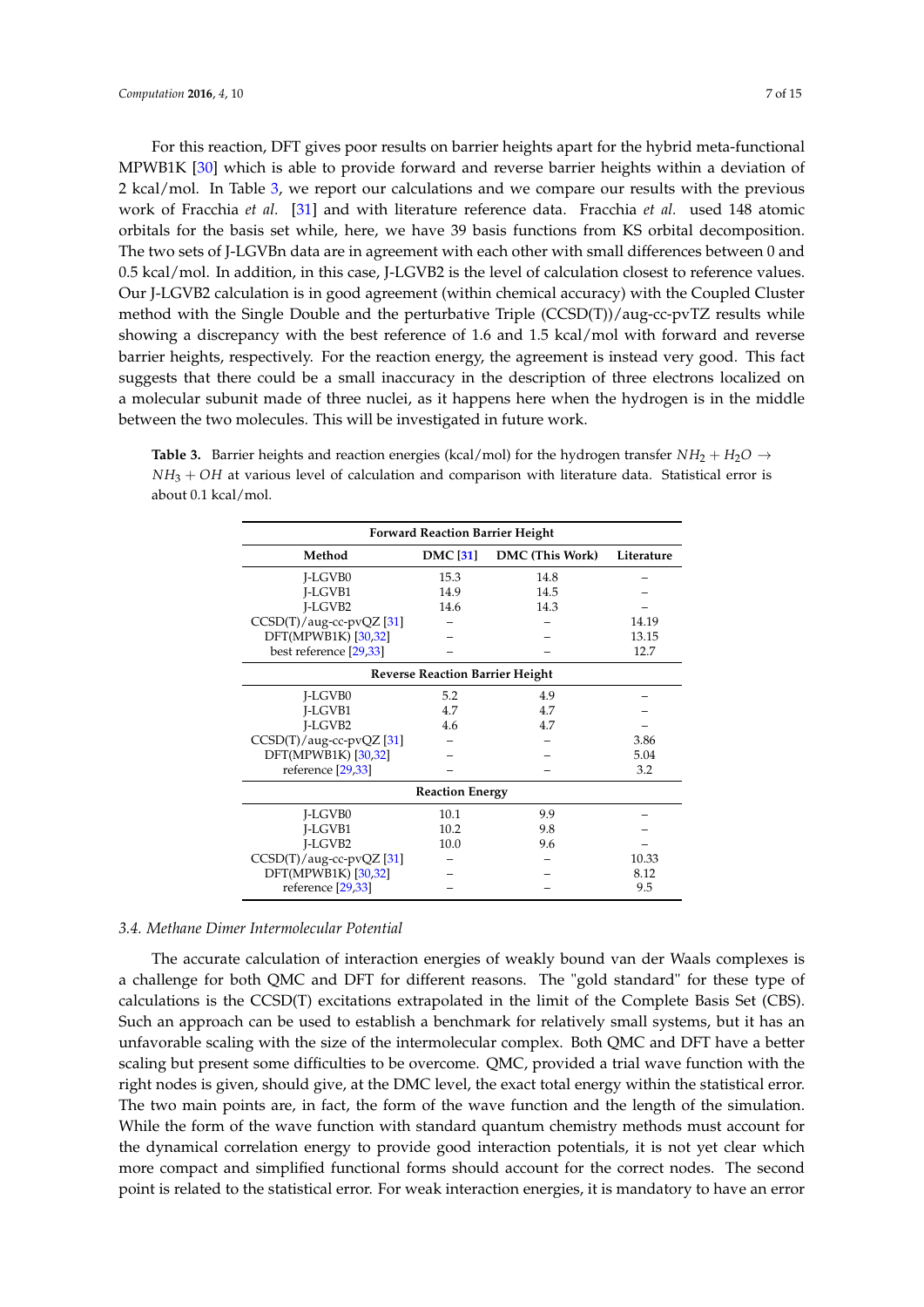For this reaction, DFT gives poor results on barrier heights apart for the hybrid meta-functional MPWB1K [30] which is able to provide forward and reverse barrier heights within a deviation of 2 kcal/mol. In Table 3, we report our calculations and we compare our results with the previous work of Fracchia *et al.* [31] and with literature reference data. Fracchia *et al.* used 148 atomic orbitals for the basis set while, here, we have 39 basis functions from KS orbital decomposition. The two sets of J-LGVBn data are in agreement with each other with small differences between 0 and 0.5 kcal/mol. In addition, in this case, J-LGVB2 is the level of calculation closest to reference values. Our J-LGVB2 calculation is in good agreement (within chemical accuracy) with the Coupled Cluster method with the Single Double and the perturbative Triple (CCSD(T))/aug-cc-pvTZ results while showing a discrepancy with the best reference of 1.6 and 1.5 kcal/mol with forward and reverse barrier heights, respectively. For the reaction energy, the agreement is instead very good. This fact suggests that there could be a small inaccuracy in the description of three electrons localized on a molecular subunit made of three nuclei, as it happens here when the hydrogen is in the middle between the two molecules. This will be investigated in future work.

**Table 3.** Barrier heights and reaction energies (kcal/mol) for the hydrogen transfer $NH_2 + H_2O \rightarrow NH_3 + OH$ at various level of calculation and comparison with literature data. Statistical error is about 0.1 kcal/mol.

| Method | DMC [31] | DMC (This Work) | Literature |
|---|---|---|---|
| **Forward Reaction Barrier Height** | | | |
| J-LGVB0 | 15.3 | 14.8 | – |
| J-LGVB1 | 14.9 | 14.5 | – |
| J-LGVB2 | 14.6 | 14.3 | – |
| CCSD(T)/aug-cc-pvQZ [31] | – | – | 14.19 |
| DFT(MPWB1K) [30,32] | – | – | 13.15 |
| best reference [29,33] | – | – | 12.7 |
| **Reverse Reaction Barrier Height** | | | |
| J-LGVB0 | 5.2 | 4.9 | – |
| J-LGVB1 | 4.7 | 4.7 | – |
| J-LGVB2 | 4.6 | 4.7 | – |
| CCSD(T)/aug-cc-pvQZ [31] | – | – | 3.86 |
| DFT(MPWB1K) [30,32] | – | – | 5.04 |
| reference [29,33] | – | – | 3.2 |
| **Reaction Energy** | | | |
| J-LGVB0 | 10.1 | 9.9 | – |
| J-LGVB1 | 10.2 | 9.8 | – |
| J-LGVB2 | 10.0 | 9.6 | – |
| CCSD(T)/aug-cc-pvQZ [31] | – | – | 10.33 |
| DFT(MPWB1K) [30,32] | – | – | 8.12 |
| reference [29,33] | – | – | 9.5 |

### 3.4. Methane Dimer Intermolecular Potential

The accurate calculation of interaction energies of weakly bound van der Waals complexes is a challenge for both QMC and DFT for different reasons. The "gold standard" for these type of calculations is the CCSD(T) excitations extrapolated in the limit of the Complete Basis Set (CBS). Such an approach can be used to establish a benchmark for relatively small systems, but it has an unfavorable scaling with the size of the intermolecular complex. Both QMC and DFT have a better scaling but present some difficulties to be overcome. QMC, provided a trial wave function with the right nodes is given, should give, at the DMC level, the exact total energy within the statistical error. The two main points are, in fact, the form of the wave function and the length of the simulation. While the form of the wave function with standard quantum chemistry methods must account for the dynamical correlation energy to provide good interaction potentials, it is not yet clear which more compact and simplified functional forms should account for the correct nodes. The second point is related to the statistical error. For weak interaction energies, it is mandatory to have an error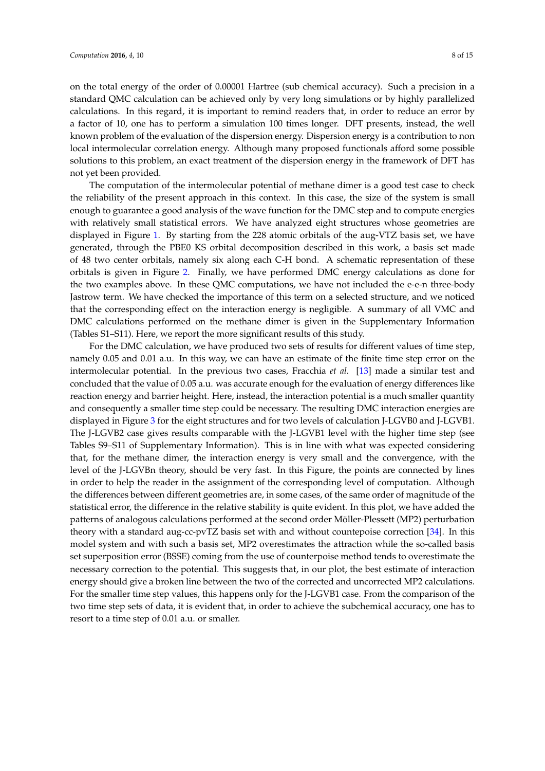on the total energy of the order of 0.00001 Hartree (sub chemical accuracy). Such a precision in a standard QMC calculation can be achieved only by very long simulations or by highly parallelized calculations. In this regard, it is important to remind readers that, in order to reduce an error by a factor of 10, one has to perform a simulation 100 times longer. DFT presents, instead, the well known problem of the evaluation of the dispersion energy. Dispersion energy is a contribution to non local intermolecular correlation energy. Although many proposed functionals afford some possible solutions to this problem, an exact treatment of the dispersion energy in the framework of DFT has not yet been provided.

The computation of the intermolecular potential of methane dimer is a good test case to check the reliability of the present approach in this context. In this case, the size of the system is small enough to guarantee a good analysis of the wave function for the DMC step and to compute energies with relatively small statistical errors. We have analyzed eight structures whose geometries are displayed in Figure 1. By starting from the 228 atomic orbitals of the aug-VTZ basis set, we have generated, through the PBE0 KS orbital decomposition described in this work, a basis set made of 48 two center orbitals, namely six along each C-H bond. A schematic representation of these orbitals is given in Figure 2. Finally, we have performed DMC energy calculations as done for the two examples above. In these QMC computations, we have not included the e-e-n three-body Jastrow term. We have checked the importance of this term on a selected structure, and we noticed that the corresponding effect on the interaction energy is negligible. A summary of all VMC and DMC calculations performed on the methane dimer is given in the Supplementary Information (Tables S1–S11). Here, we report the more significant results of this study.

For the DMC calculation, we have produced two sets of results for different values of time step, namely 0.05 and 0.01 a.u. In this way, we can have an estimate of the finite time step error on the intermolecular potential. In the previous two cases, Fracchia *et al.* [13] made a similar test and concluded that the value of 0.05 a.u. was accurate enough for the evaluation of energy differences like reaction energy and barrier height. Here, instead, the interaction potential is a much smaller quantity and consequently a smaller time step could be necessary. The resulting DMC interaction energies are displayed in Figure 3 for the eight structures and for two levels of calculation J-LGVB0 and J-LGVB1. The J-LGVB2 case gives results comparable with the J-LGVB1 level with the higher time step (see Tables S9–S11 of Supplementary Information). This is in line with what was expected considering that, for the methane dimer, the interaction energy is very small and the convergence, with the level of the J-LGVBn theory, should be very fast. In this Figure, the points are connected by lines in order to help the reader in the assignment of the corresponding level of computation. Although the differences between different geometries are, in some cases, of the same order of magnitude of the statistical error, the difference in the relative stability is quite evident. In this plot, we have added the patterns of analogous calculations performed at the second order Möller-Plessett (MP2) perturbation theory with a standard aug-cc-pvTZ basis set with and without countepoise correction [34]. In this model system and with such a basis set, MP2 overestimates the attraction while the so-called basis set superposition error (BSSE) coming from the use of counterpoise method tends to overestimate the necessary correction to the potential. This suggests that, in our plot, the best estimate of interaction energy should give a broken line between the two of the corrected and uncorrected MP2 calculations. For the smaller time step values, this happens only for the J-LGVB1 case. From the comparison of the two time step sets of data, it is evident that, in order to achieve the subchemical accuracy, one has to resort to a time step of 0.01 a.u. or smaller.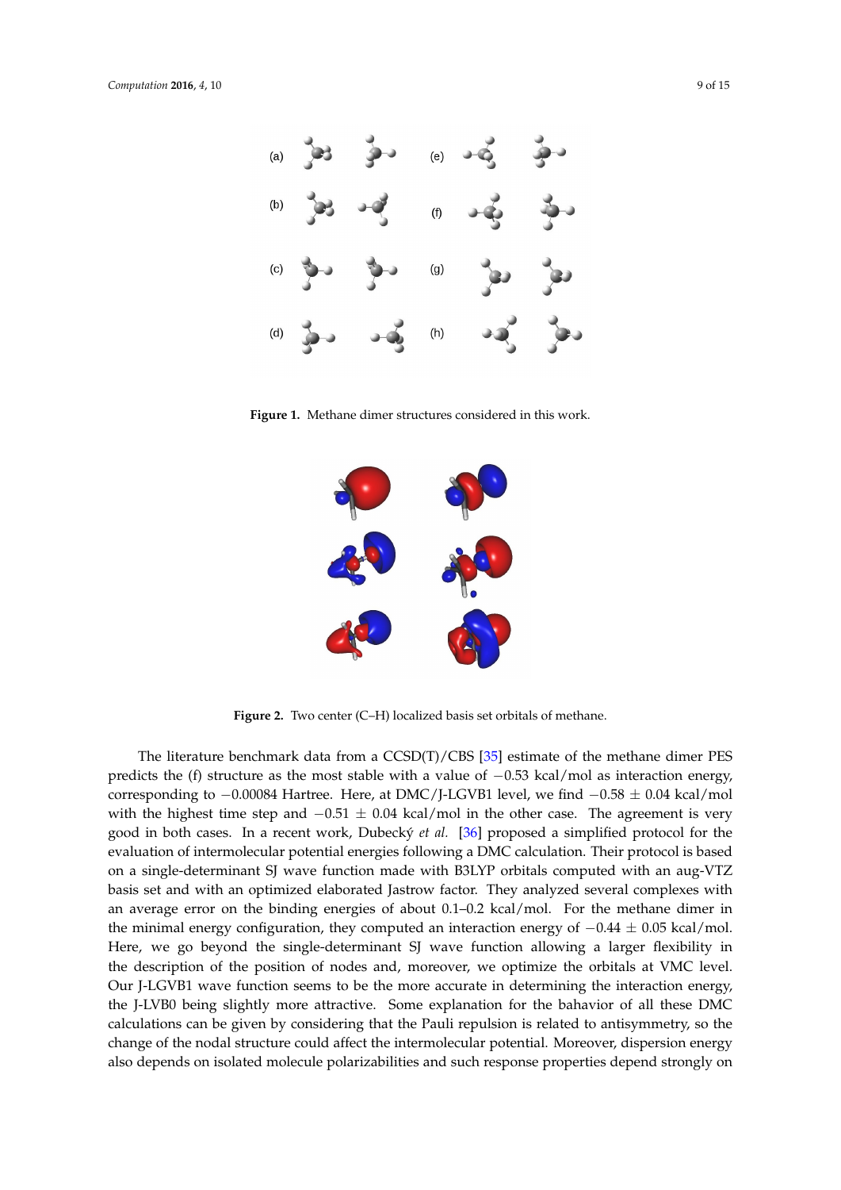**Figure 1.** Methane dimer structures considered in this work.

**Figure 2.** Two center (C–H) localized basis set orbitals of methane.

The literature benchmark data from a CCSD(T)/CBS [35] estimate of the methane dimer PES predicts the (f) structure as the most stable with a value of −0.53 kcal/mol as interaction energy, corresponding to −0.00084 Hartree. Here, at DMC/J-LGVB1 level, we find −0.58 ± 0.04 kcal/mol with the highest time step and −0.51 ± 0.04 kcal/mol in the other case. The agreement is very good in both cases. In a recent work, Dubecký *et al.* [36] proposed a simplified protocol for the evaluation of intermolecular potential energies following a DMC calculation. Their protocol is based on a single-determinant SJ wave function made with B3LYP orbitals computed with an aug-VTZ basis set and with an optimized elaborated Jastrow factor. They analyzed several complexes with an average error on the binding energies of about 0.1–0.2 kcal/mol. For the methane dimer in the minimal energy configuration, they computed an interaction energy of −0.44 ± 0.05 kcal/mol. Here, we go beyond the single-determinant SJ wave function allowing a larger flexibility in the description of the position of nodes and, moreover, we optimize the orbitals at VMC level. Our J-LGVB1 wave function seems to be the more accurate in determining the interaction energy, the J-LVB0 being slightly more attractive. Some explanation for the bahavior of all these DMC calculations can be given by considering that the Pauli repulsion is related to antisymmetry, so the change of the nodal structure could affect the intermolecular potential. Moreover, dispersion energy also depends on isolated molecule polarizabilities and such response properties depend strongly on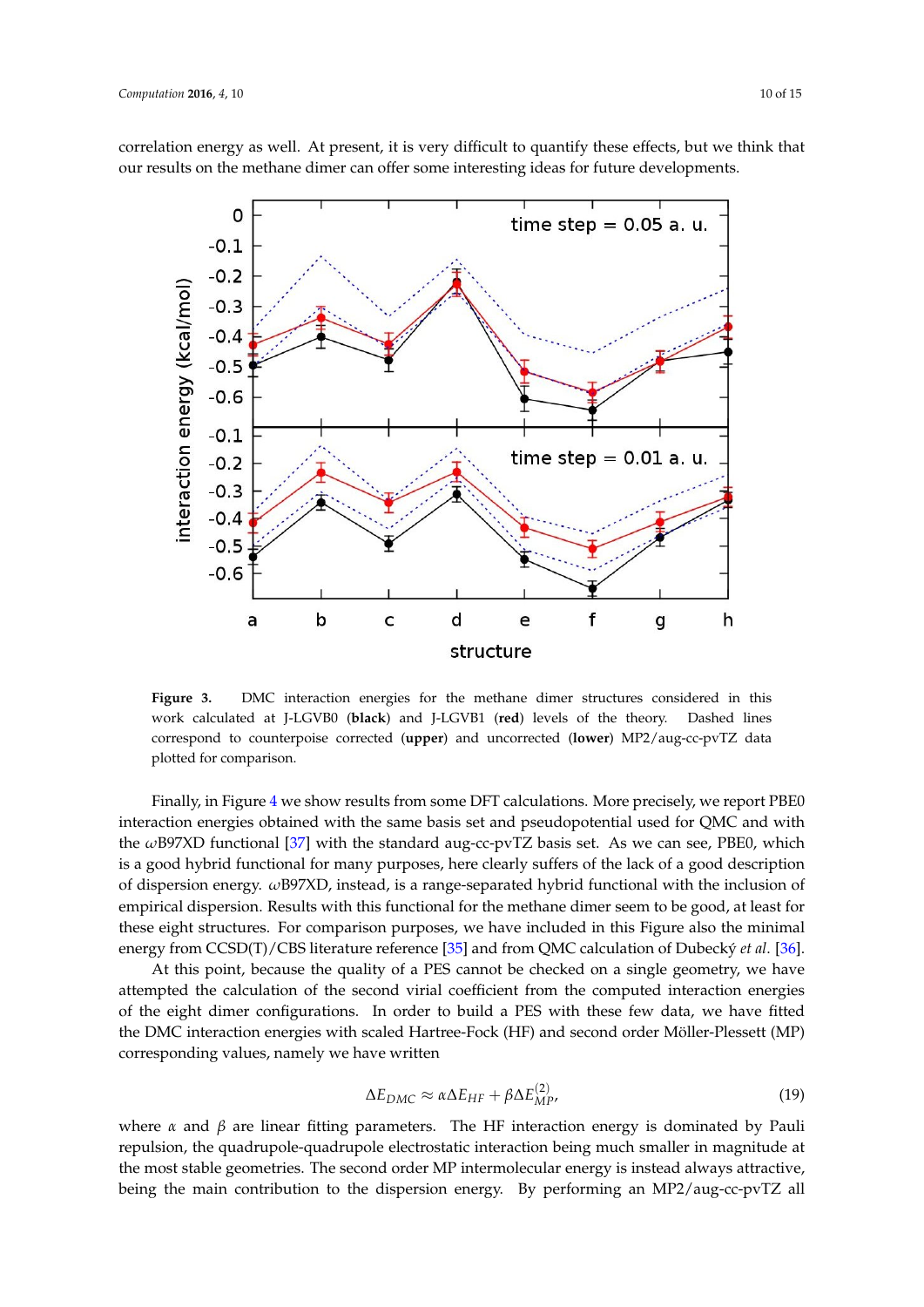correlation energy as well. At present, it is very difficult to quantify these effects, but we think that our results on the methane dimer can offer some interesting ideas for future developments.

**Figure 3.** DMC interaction energies for the methane dimer structures considered in this work calculated at J-LGVB0 (**black**) and J-LGVB1 (**red**) levels of the theory. Dashed lines correspond to counterpoise corrected (**upper**) and uncorrected (**lower**) MP2/aug-cc-pvTZ data plotted for comparison.

Finally, in Figure 4 we show results from some DFT calculations. More precisely, we report PBE0 interaction energies obtained with the same basis set and pseudopotential used for QMC and with the $\omega$B97XD functional [37] with the standard aug-cc-pvTZ basis set. As we can see, PBE0, which is a good hybrid functional for many purposes, here clearly suffers of the lack of a good description of dispersion energy. $\omega$B97XD, instead, is a range-separated hybrid functional with the inclusion of empirical dispersion. Results with this functional for the methane dimer seem to be good, at least for these eight structures. For comparison purposes, we have included in this Figure also the minimal energy from CCSD(T)/CBS literature reference [35] and from QMC calculation of Dubecký *et al*. [36].

At this point, because the quality of a PES cannot be checked on a single geometry, we have attempted the calculation of the second virial coefficient from the computed interaction energies of the eight dimer configurations. In order to build a PES with these few data, we have fitted the DMC interaction energies with scaled Hartree-Fock (HF) and second order Möller-Plessett (MP) corresponding values, namely we have written

$$\Delta E_{DMC} \approx \alpha \Delta E_{HF} + \beta \Delta E^{(2)}_{MP}, \tag{19}$$

where $\alpha$ and $\beta$ are linear fitting parameters. The HF interaction energy is dominated by Pauli repulsion, the quadrupole-quadrupole electrostatic interaction being much smaller in magnitude at the most stable geometries. The second order MP intermolecular energy is instead always attractive, being the main contribution to the dispersion energy. By performing an MP2/aug-cc-pvTZ all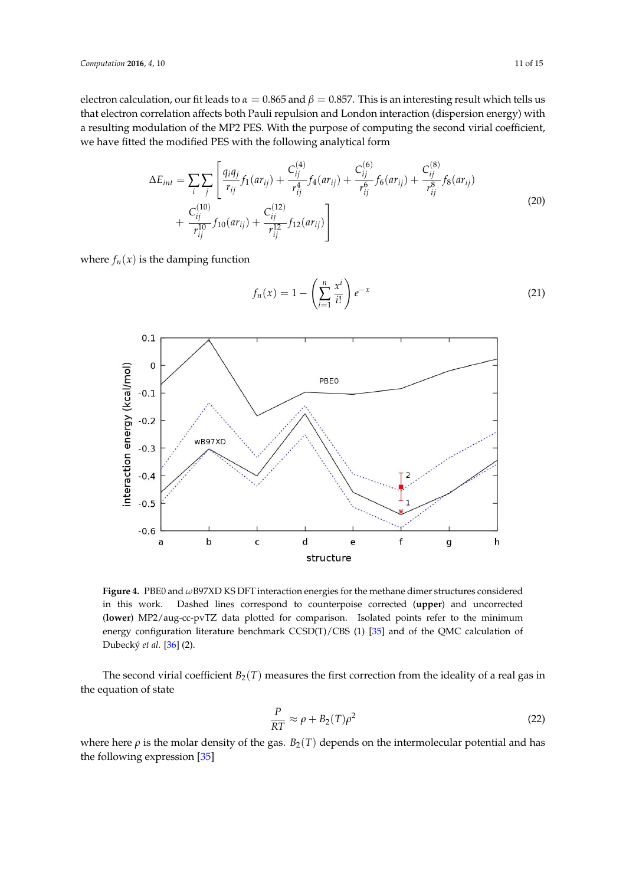electron calculation, our fit leads to $\alpha = 0.865$ and $\beta = 0.857$. This is an interesting result which tells us that electron correlation affects both Pauli repulsion and London interaction (dispersion energy) with a resulting modulation of the MP2 PES. With the purpose of computing the second virial coefficient, we have fitted the modified PES with the following analytical form

$$\Delta E_{int} = \sum_i \sum_j \left[ \frac{q_i q_j}{r_{ij}} f_1(ar_{ij}) + \frac{C_{ij}^{(4)}}{r_{ij}^4} f_4(ar_{ij}) + \frac{C_{ij}^{(6)}}{r_{ij}^6} f_6(ar_{ij}) + \frac{C_{ij}^{(8)}}{r_{ij}^8} f_8(ar_{ij}) + \frac{C_{ij}^{(10)}}{r_{ij}^{10}} f_{10}(ar_{ij}) + \frac{C_{ij}^{(12)}}{r_{ij}^{12}} f_{12}(ar_{ij}) \right] \tag{20}$$

where $f_n(x)$ is the damping function

$$f_n(x) = 1 - \left( \sum_{i=1}^{n} \frac{x^i}{i!} \right) e^{-x} \tag{21}$$

**Figure 4.** PBE0 and $\omega$B97XD KS DFT interaction energies for the methane dimer structures considered in this work. Dashed lines correspond to counterpoise corrected (**upper**) and uncorrected (**lower**) MP2/aug-cc-pvTZ data plotted for comparison. Isolated points refer to the minimum energy configuration literature benchmark CCSD(T)/CBS (1) [35] and of the QMC calculation of Dubecký *et al.* [36] (2).

The second virial coefficient $B_2(T)$ measures the first correction from the ideality of a real gas in the equation of state

$$\frac{P}{RT} \approx \rho + B_2(T)\rho^2 \tag{22}$$

where here $\rho$ is the molar density of the gas. $B_2(T)$ depends on the intermolecular potential and has the following expression [35]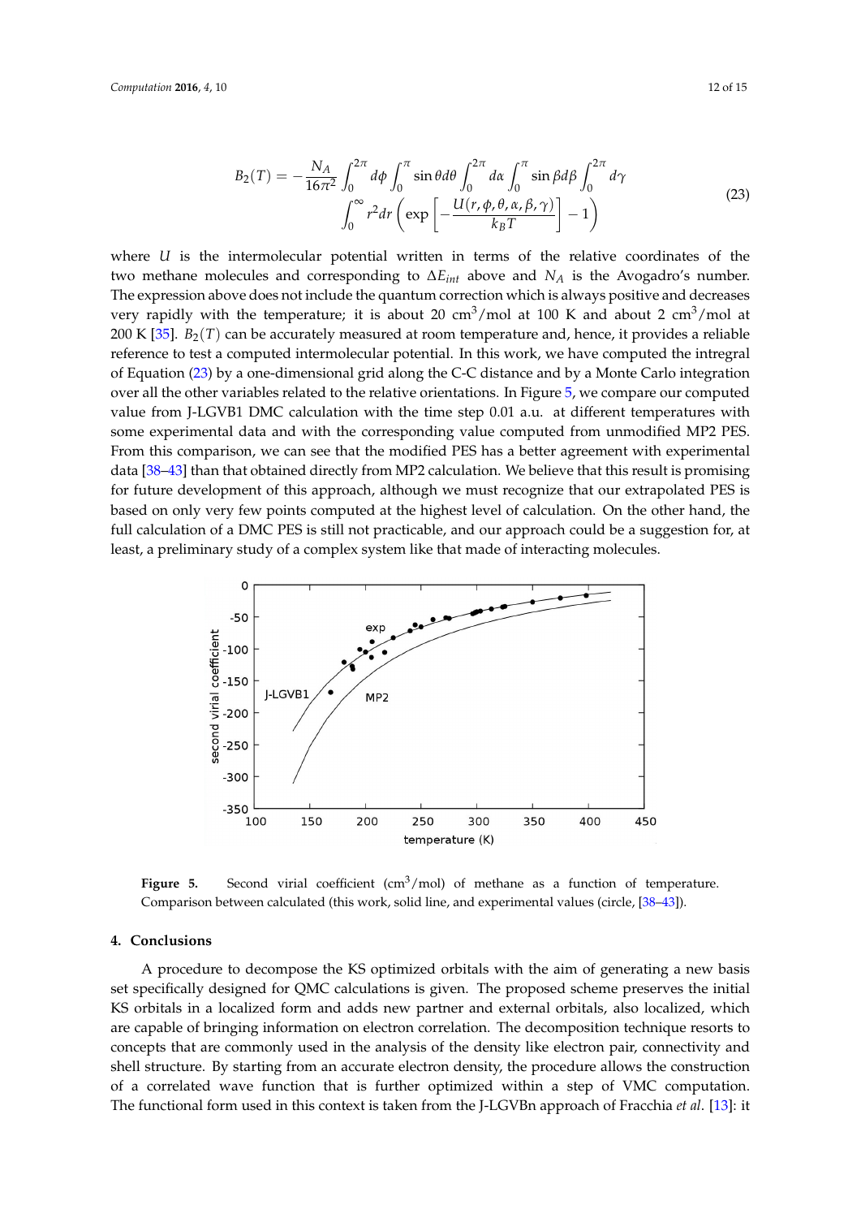$$B_2(T) = -\frac{N_A}{16\pi^2}\int_0^{2\pi} d\phi \int_0^{\pi} \sin\theta d\theta \int_0^{2\pi} d\alpha \int_0^{\pi} \sin\beta d\beta \int_0^{2\pi} d\gamma \int_0^{\infty} r^2 dr \left( \exp\left[ -\frac{U(r,\phi,\theta,\alpha,\beta,\gamma)}{k_B T} \right] - 1 \right) \tag{23}$$

where $U$ is the intermolecular potential written in terms of the relative coordinates of the two methane molecules and corresponding to $\Delta E_{int}$ above and $N_A$ is the Avogadro's number. The expression above does not include the quantum correction which is always positive and decreases very rapidly with the temperature; it is about 20 $\text{cm}^3$/mol at 100 K and about 2 $\text{cm}^3$/mol at 200 K [35]. $B_2(T)$ can be accurately measured at room temperature and, hence, it provides a reliable reference to test a computed intermolecular potential. In this work, we have computed the intregral of Equation (23) by a one-dimensional grid along the C-C distance and by a Monte Carlo integration over all the other variables related to the relative orientations. In Figure 5, we compare our computed value from J-LGVB1 DMC calculation with the time step 0.01 a.u. at different temperatures with some experimental data and with the corresponding value computed from unmodified MP2 PES. From this comparison, we can see that the modified PES has a better agreement with experimental data [38–43] than that obtained directly from MP2 calculation. We believe that this result is promising for future development of this approach, although we must recognize that our extrapolated PES is based on only very few points computed at the highest level of calculation. On the other hand, the full calculation of a DMC PES is still not practicable, and our approach could be a suggestion for, at least, a preliminary study of a complex system like that made of interacting molecules.

**Figure 5.** Second virial coefficient ($\text{cm}^3$/mol) of methane as a function of temperature. Comparison between calculated (this work, solid line, and experimental values (circle, [38–43]).

## 4. Conclusions

A procedure to decompose the KS optimized orbitals with the aim of generating a new basis set specifically designed for QMC calculations is given. The proposed scheme preserves the initial KS orbitals in a localized form and adds new partner and external orbitals, also localized, which are capable of bringing information on electron correlation. The decomposition technique resorts to concepts that are commonly used in the analysis of the density like electron pair, connectivity and shell structure. By starting from an accurate electron density, the procedure allows the construction of a correlated wave function that is further optimized within a step of VMC computation. The functional form used in this context is taken from the J-LGVBn approach of Fracchia *et al.* [13]: it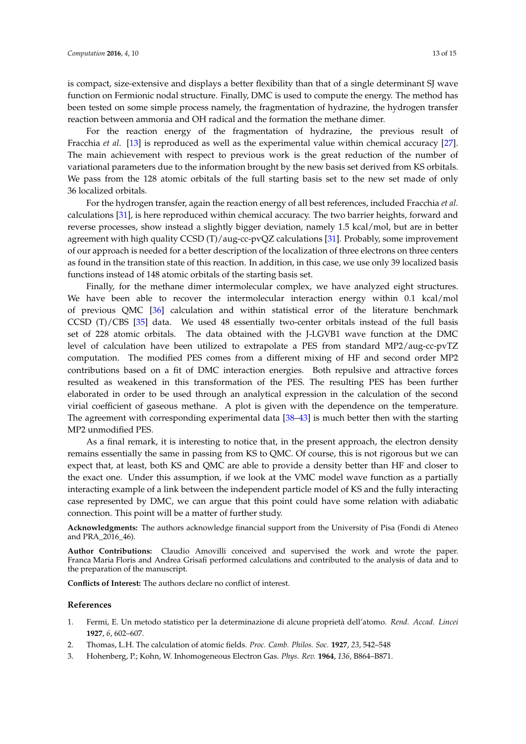is compact, size-extensive and displays a better flexibility than that of a single determinant SJ wave function on Fermionic nodal structure. Finally, DMC is used to compute the energy. The method has been tested on some simple process namely, the fragmentation of hydrazine, the hydrogen transfer reaction between ammonia and OH radical and the formation the methane dimer.

For the reaction energy of the fragmentation of hydrazine, the previous result of Fracchia *et al.* [13] is reproduced as well as the experimental value within chemical accuracy [27]. The main achievement with respect to previous work is the great reduction of the number of variational parameters due to the information brought by the new basis set derived from KS orbitals. We pass from the 128 atomic orbitals of the full starting basis set to the new set made of only 36 localized orbitals.

For the hydrogen transfer, again the reaction energy of all best references, included Fracchia *et al.* calculations [31], is here reproduced within chemical accuracy. The two barrier heights, forward and reverse processes, show instead a slightly bigger deviation, namely 1.5 kcal/mol, but are in better agreement with high quality CCSD (T)/aug-cc-pvQZ calculations [31]. Probably, some improvement of our approach is needed for a better description of the localization of three electrons on three centers as found in the transition state of this reaction. In addition, in this case, we use only 39 localized basis functions instead of 148 atomic orbitals of the starting basis set.

Finally, for the methane dimer intermolecular complex, we have analyzed eight structures. We have been able to recover the intermolecular interaction energy within 0.1 kcal/mol of previous QMC [36] calculation and within statistical error of the literature benchmark CCSD (T)/CBS [35] data. We used 48 essentially two-center orbitals instead of the full basis set of 228 atomic orbitals. The data obtained with the J-LGVB1 wave function at the DMC level of calculation have been utilized to extrapolate a PES from standard MP2/aug-cc-pvTZ computation. The modified PES comes from a different mixing of HF and second order MP2 contributions based on a fit of DMC interaction energies. Both repulsive and attractive forces resulted as weakened in this transformation of the PES. The resulting PES has been further elaborated in order to be used through an analytical expression in the calculation of the second virial coefficient of gaseous methane. A plot is given with the dependence on the temperature. The agreement with corresponding experimental data [38–43] is much better then with the starting MP2 unmodified PES.

As a final remark, it is interesting to notice that, in the present approach, the electron density remains essentially the same in passing from KS to QMC. Of course, this is not rigorous but we can expect that, at least, both KS and QMC are able to provide a density better than HF and closer to the exact one. Under this assumption, if we look at the VMC model wave function as a partially interacting example of a link between the independent particle model of KS and the fully interacting case represented by DMC, we can argue that this point could have some relation with adiabatic connection. This point will be a matter of further study.

**Acknowledgments:** The authors acknowledge financial support from the University of Pisa (Fondi di Ateneo and PRA_2016_46).

**Author Contributions:** Claudio Amovilli conceived and supervised the work and wrote the paper. Franca Maria Floris and Andrea Grisafi performed calculations and contributed to the analysis of data and to the preparation of the manuscript.

**Conflicts of Interest:** The authors declare no conflict of interest.

## References

1. Fermi, E. Un metodo statistico per la determinazione di alcune proprietà dell'atomo. *Rend. Accad. Lincei* **1927**, *6*, 602–607.
2. Thomas, L.H. The calculation of atomic fields. *Proc. Camb. Philos. Soc.* **1927**, *23*, 542–548
3. Hohenberg, P.; Kohn, W. Inhomogeneous Electron Gas. *Phys. Rev.* **1964**, *136*, B864–B871.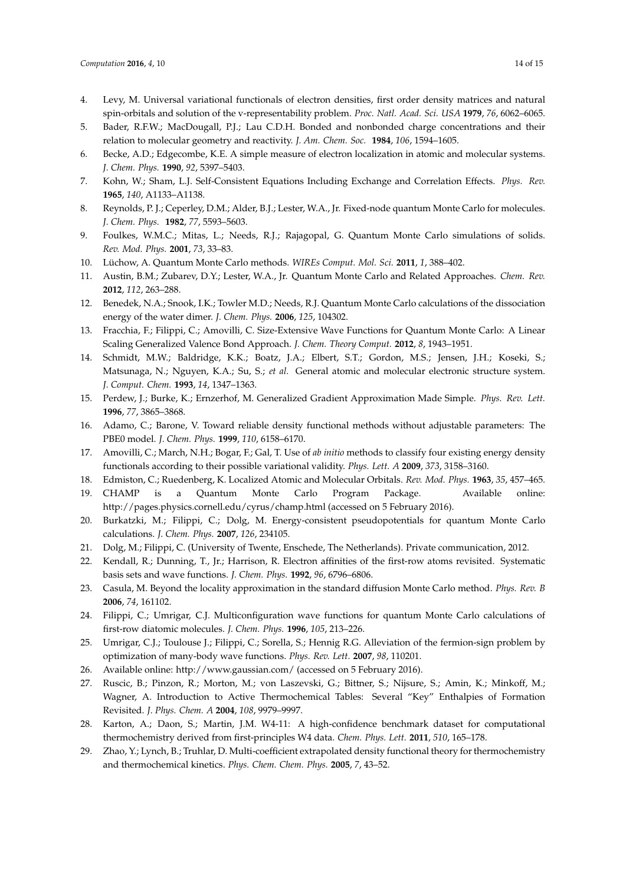4. Levy, M. Universal variational functionals of electron densities, first order density matrices and natural spin-orbitals and solution of the v-representability problem. *Proc. Natl. Acad. Sci. USA* **1979**, *76*, 6062–6065.
5. Bader, R.F.W.; MacDougall, P.J.; Lau C.D.H. Bonded and nonbonded charge concentrations and their relation to molecular geometry and reactivity. *J. Am. Chem. Soc.* **1984**, *106*, 1594–1605.
6. Becke, A.D.; Edgecombe, K.E. A simple measure of electron localization in atomic and molecular systems. *J. Chem. Phys.* **1990**, *92*, 5397–5403.
7. Kohn, W.; Sham, L.J. Self-Consistent Equations Including Exchange and Correlation Effects. *Phys. Rev.* **1965**, *140*, A1133–A1138.
8. Reynolds, P. J.; Ceperley, D.M.; Alder, B.J.; Lester, W.A., Jr. Fixed-node quantum Monte Carlo for molecules. *J. Chem. Phys.* **1982**, *77*, 5593–5603.
9. Foulkes, W.M.C.; Mitas, L.; Needs, R.J.; Rajagopal, G. Quantum Monte Carlo simulations of solids. *Rev. Mod. Phys.* **2001**, *73*, 33–83.
10. Lüchow, A. Quantum Monte Carlo methods. *WIREs Comput. Mol. Sci.* **2011**, *1*, 388–402.
11. Austin, B.M.; Zubarev, D.Y.; Lester, W.A., Jr. Quantum Monte Carlo and Related Approaches. *Chem. Rev.* **2012**, *112*, 263–288.
12. Benedek, N.A.; Snook, I.K.; Towler M.D.; Needs, R.J. Quantum Monte Carlo calculations of the dissociation energy of the water dimer. *J. Chem. Phys.* **2006**, *125*, 104302.
13. Fracchia, F.; Filippi, C.; Amovilli, C. Size-Extensive Wave Functions for Quantum Monte Carlo: A Linear Scaling Generalized Valence Bond Approach. *J. Chem. Theory Comput.* **2012**, *8*, 1943–1951.
14. Schmidt, M.W.; Baldridge, K.K.; Boatz, J.A.; Elbert, S.T.; Gordon, M.S.; Jensen, J.H.; Koseki, S.; Matsunaga, N.; Nguyen, K.A.; Su, S.; *et al.* General atomic and molecular electronic structure system. *J. Comput. Chem.* **1993**, *14*, 1347–1363.
15. Perdew, J.; Burke, K.; Ernzerhof, M. Generalized Gradient Approximation Made Simple. *Phys. Rev. Lett.* **1996**, *77*, 3865–3868.
16. Adamo, C.; Barone, V. Toward reliable density functional methods without adjustable parameters: The PBE0 model. *J. Chem. Phys.* **1999**, *110*, 6158–6170.
17. Amovilli, C.; March, N.H.; Bogar, F.; Gal, T. Use of *ab initio* methods to classify four existing energy density functionals according to their possible variational validity. *Phys. Lett. A* **2009**, *373*, 3158–3160.
18. Edmiston, C.; Ruedenberg, K. Localized Atomic and Molecular Orbitals. *Rev. Mod. Phys.* **1963**, *35*, 457–465.
19. CHAMP is a Quantum Monte Carlo Program Package. Available online: http://pages.physics.cornell.edu/cyrus/champ.html (accessed on 5 February 2016).
20. Burkatzki, M.; Filippi, C.; Dolg, M. Energy-consistent pseudopotentials for quantum Monte Carlo calculations. *J. Chem. Phys.* **2007**, *126*, 234105.
21. Dolg, M.; Filippi, C. (University of Twente, Enschede, The Netherlands). Private communication, 2012.
22. Kendall, R.; Dunning, T., Jr.; Harrison, R. Electron affinities of the first-row atoms revisited. Systematic basis sets and wave functions. *J. Chem. Phys.* **1992**, *96*, 6796–6806.
23. Casula, M. Beyond the locality approximation in the standard diffusion Monte Carlo method. *Phys. Rev. B* **2006**, *74*, 161102.
24. Filippi, C.; Umrigar, C.J. Multiconfiguration wave functions for quantum Monte Carlo calculations of first-row diatomic molecules. *J. Chem. Phys.* **1996**, *105*, 213–226.
25. Umrigar, C.J.; Toulouse J.; Filippi, C.; Sorella, S.; Hennig R.G. Alleviation of the fermion-sign problem by optimization of many-body wave functions. *Phys. Rev. Lett.* **2007**, *98*, 110201.
26. Available online: http://www.gaussian.com/ (accessed on 5 February 2016).
27. Ruscic, B.; Pinzon, R.; Morton, M.; von Laszevski, G.; Bittner, S.; Nijsure, S.; Amin, K.; Minkoff, M.; Wagner, A. Introduction to Active Thermochemical Tables: Several "Key" Enthalpies of Formation Revisited. *J. Phys. Chem. A* **2004**, *108*, 9979–9997.
28. Karton, A.; Daon, S.; Martin, J.M. W4-11: A high-confidence benchmark dataset for computational thermochemistry derived from first-principles W4 data. *Chem. Phys. Lett.* **2011**, *510*, 165–178.
29. Zhao, Y.; Lynch, B.; Truhlar, D. Multi-coefficient extrapolated density functional theory for thermochemistry and thermochemical kinetics. *Phys. Chem. Chem. Phys.* **2005**, *7*, 43–52.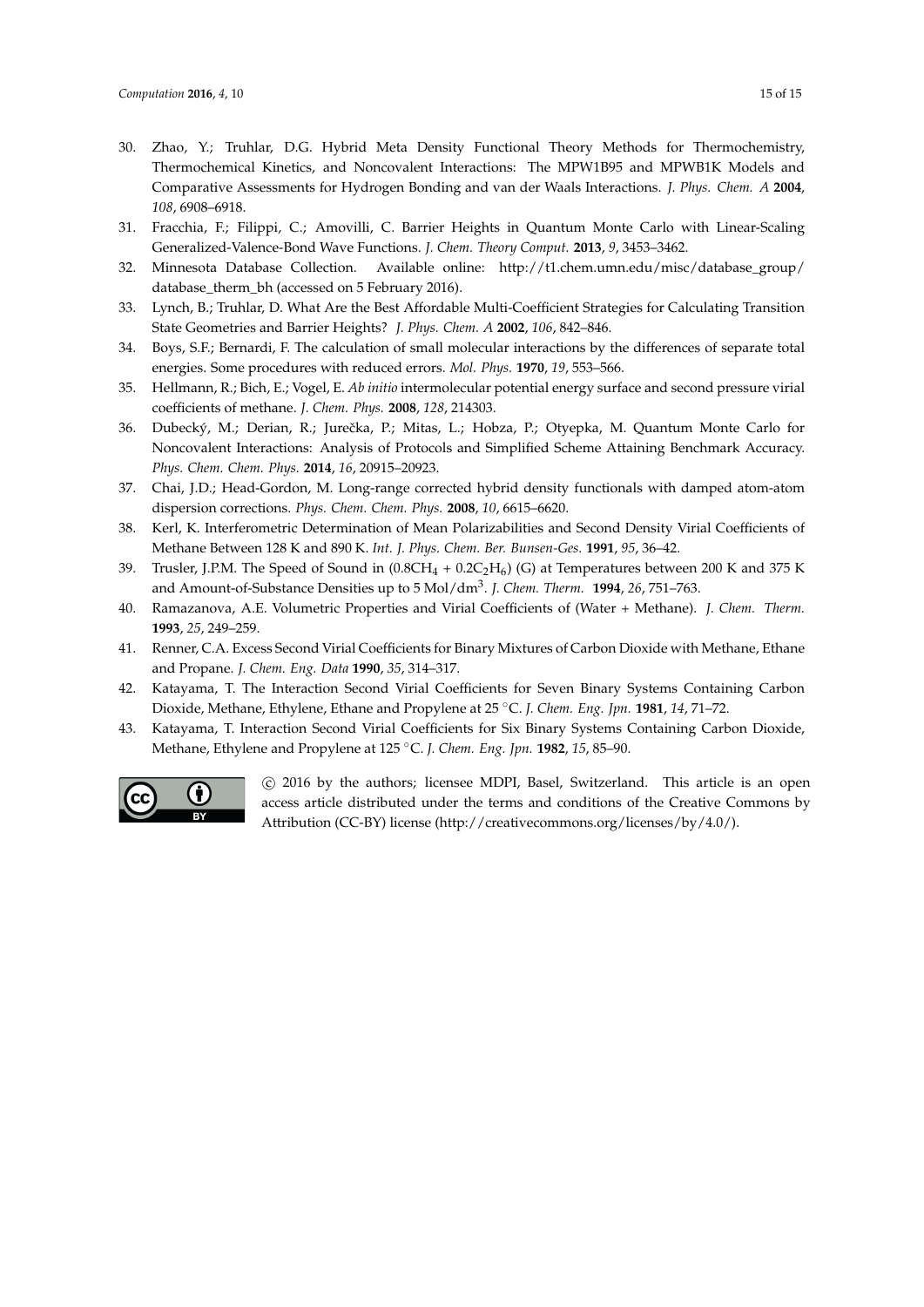30. Zhao, Y.; Truhlar, D.G. Hybrid Meta Density Functional Theory Methods for Thermochemistry, Thermochemical Kinetics, and Noncovalent Interactions: The MPW1B95 and MPWB1K Models and Comparative Assessments for Hydrogen Bonding and van der Waals Interactions. *J. Phys. Chem. A* **2004**, *108*, 6908–6918.
31. Fracchia, F.; Filippi, C.; Amovilli, C. Barrier Heights in Quantum Monte Carlo with Linear-Scaling Generalized-Valence-Bond Wave Functions. *J. Chem. Theory Comput.* **2013**, *9*, 3453–3462.
32. Minnesota Database Collection. Available online: http://t1.chem.umn.edu/misc/database_group/database_therm_bh (accessed on 5 February 2016).
33. Lynch, B.; Truhlar, D. What Are the Best Affordable Multi-Coefficient Strategies for Calculating Transition State Geometries and Barrier Heights? *J. Phys. Chem. A* **2002**, *106*, 842–846.
34. Boys, S.F.; Bernardi, F. The calculation of small molecular interactions by the differences of separate total energies. Some procedures with reduced errors. *Mol. Phys.* **1970**, *19*, 553–566.
35. Hellmann, R.; Bich, E.; Vogel, E. *Ab initio* intermolecular potential energy surface and second pressure virial coefficients of methane. *J. Chem. Phys.* **2008**, *128*, 214303.
36. Dubecký, M.; Derian, R.; Jurečka, P.; Mitas, L.; Hobza, P.; Otyepka, M. Quantum Monte Carlo for Noncovalent Interactions: Analysis of Protocols and Simplified Scheme Attaining Benchmark Accuracy. *Phys. Chem. Chem. Phys.* **2014**, *16*, 20915–20923.
37. Chai, J.D.; Head-Gordon, M. Long-range corrected hybrid density functionals with damped atom-atom dispersion corrections. *Phys. Chem. Chem. Phys.* **2008**, *10*, 6615–6620.
38. Kerl, K. Interferometric Determination of Mean Polarizabilities and Second Density Virial Coefficients of Methane Between 128 K and 890 K. *Int. J. Phys. Chem. Ber. Bunsen-Ges.* **1991**, *95*, 36–42.
39. Trusler, J.P.M. The Speed of Sound in ($0.8CH_4$ + $0.2C_2H_6$) (G) at Temperatures between 200 K and 375 K and Amount-of-Substance Densities up to 5 Mol/dm$^3$. *J. Chem. Therm.* **1994**, *26*, 751–763.
40. Ramazanova, A.E. Volumetric Properties and Virial Coefficients of (Water + Methane). *J. Chem. Therm.* **1993**, *25*, 249–259.
41. Renner, C.A. Excess Second Virial Coefficients for Binary Mixtures of Carbon Dioxide with Methane, Ethane and Propane. *J. Chem. Eng. Data* **1990**, *35*, 314–317.
42. Katayama, T. The Interaction Second Virial Coefficients for Seven Binary Systems Containing Carbon Dioxide, Methane, Ethylene, Ethane and Propylene at 25 °C. *J. Chem. Eng. Jpn.* **1981**, *14*, 71–72.
43. Katayama, T. Interaction Second Virial Coefficients for Six Binary Systems Containing Carbon Dioxide, Methane, Ethylene and Propylene at 125 °C. *J. Chem. Eng. Jpn.* **1982**, *15*, 85–90.

© 2016 by the authors; licensee MDPI, Basel, Switzerland. This article is an open access article distributed under the terms and conditions of the Creative Commons by Attribution (CC-BY) license (http://creativecommons.org/licenses/by/4.0/).